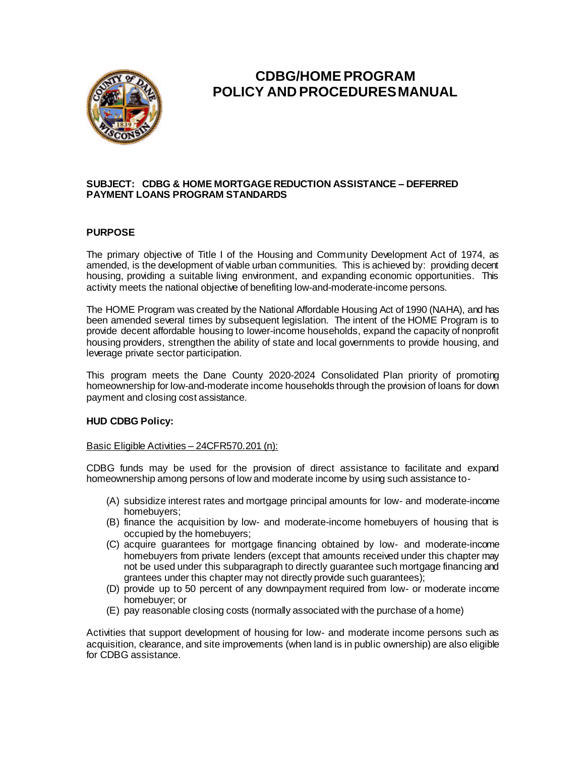# CDBG/HOME PROGRAM
# POLICY AND PROCEDURES MANUAL

**SUBJECT: CDBG & HOME MORTGAGE REDUCTION ASSISTANCE – DEFERRED PAYMENT LOANS PROGRAM STANDARDS**

## PURPOSE

The primary objective of Title I of the Housing and Community Development Act of 1974, as amended, is the development of viable urban communities. This is achieved by: providing decent housing, providing a suitable living environment, and expanding economic opportunities. This activity meets the national objective of benefiting low-and-moderate-income persons.

The HOME Program was created by the National Affordable Housing Act of 1990 (NAHA), and has been amended several times by subsequent legislation. The intent of the HOME Program is to provide decent affordable housing to lower-income households, expand the capacity of nonprofit housing providers, strengthen the ability of state and local governments to provide housing, and leverage private sector participation.

This program meets the Dane County 2020-2024 Consolidated Plan priority of promoting homeownership for low-and-moderate income households through the provision of loans for down payment and closing cost assistance.

### HUD CDBG Policy:

Basic Eligible Activities – 24CFR570.201 (n):

CDBG funds may be used for the provision of direct assistance to facilitate and expand homeownership among persons of low and moderate income by using such assistance to-

(A) subsidize interest rates and mortgage principal amounts for low- and moderate-income homebuyers;
(B) finance the acquisition by low- and moderate-income homebuyers of housing that is occupied by the homebuyers;
(C) acquire guarantees for mortgage financing obtained by low- and moderate-income homebuyers from private lenders (except that amounts received under this chapter may not be used under this subparagraph to directly guarantee such mortgage financing and grantees under this chapter may not directly provide such guarantees);
(D) provide up to 50 percent of any downpayment required from low- or moderate income homebuyer; or
(E) pay reasonable closing costs (normally associated with the purchase of a home)

Activities that support development of housing for low- and moderate income persons such as acquisition, clearance, and site improvements (when land is in public ownership) are also eligible for CDBG assistance.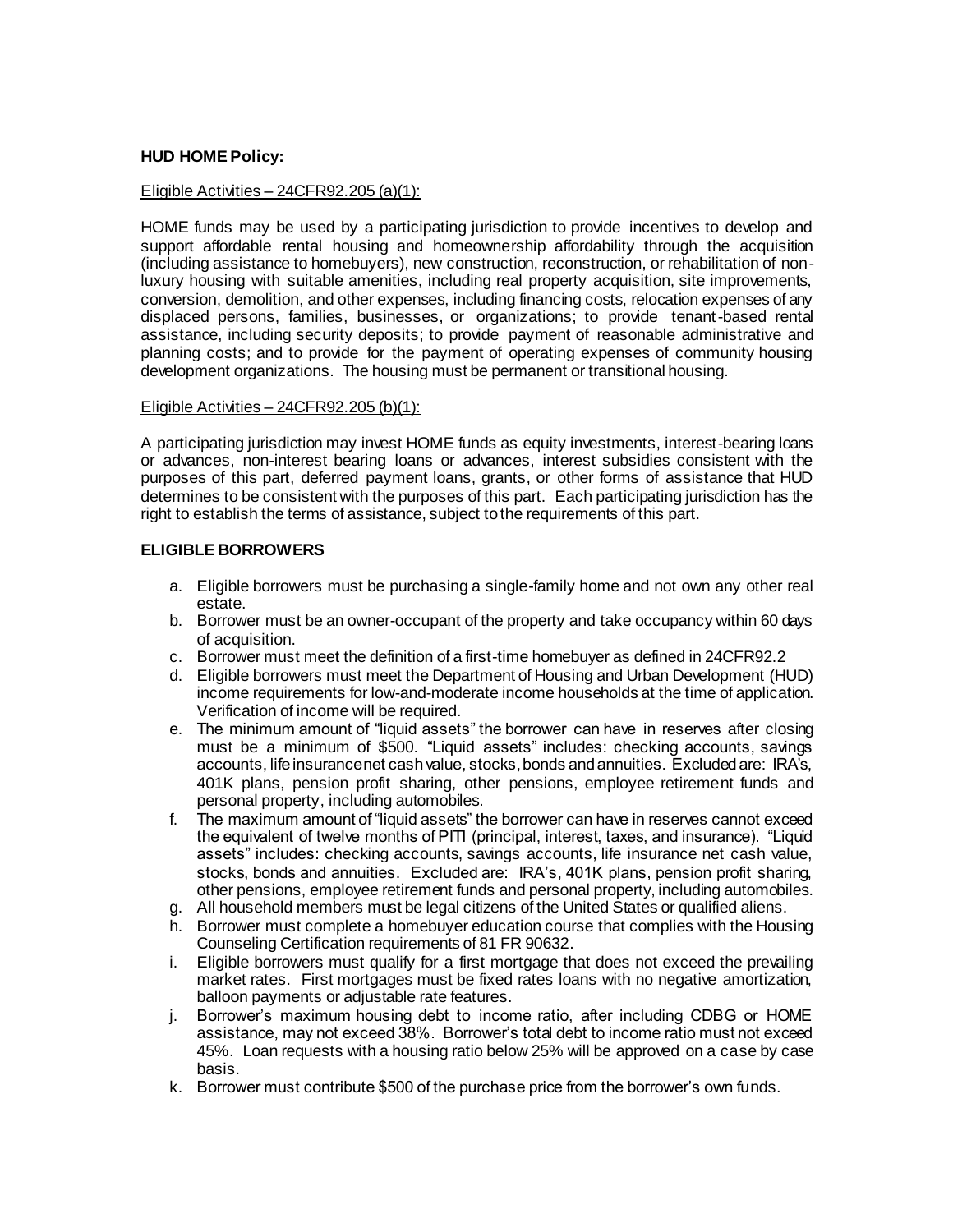**HUD HOME Policy:**

Eligible Activities – 24CFR92.205 (a)(1):

HOME funds may be used by a participating jurisdiction to provide incentives to develop and support affordable rental housing and homeownership affordability through the acquisition (including assistance to homebuyers), new construction, reconstruction, or rehabilitation of non-luxury housing with suitable amenities, including real property acquisition, site improvements, conversion, demolition, and other expenses, including financing costs, relocation expenses of any displaced persons, families, businesses, or organizations; to provide tenant-based rental assistance, including security deposits; to provide payment of reasonable administrative and planning costs; and to provide for the payment of operating expenses of community housing development organizations. The housing must be permanent or transitional housing.

Eligible Activities – 24CFR92.205 (b)(1):

A participating jurisdiction may invest HOME funds as equity investments, interest-bearing loans or advances, non-interest bearing loans or advances, interest subsidies consistent with the purposes of this part, deferred payment loans, grants, or other forms of assistance that HUD determines to be consistent with the purposes of this part. Each participating jurisdiction has the right to establish the terms of assistance, subject to the requirements of this part.

**ELIGIBLE BORROWERS**

a. Eligible borrowers must be purchasing a single-family home and not own any other real estate.
b. Borrower must be an owner-occupant of the property and take occupancy within 60 days of acquisition.
c. Borrower must meet the definition of a first-time homebuyer as defined in 24CFR92.2
d. Eligible borrowers must meet the Department of Housing and Urban Development (HUD) income requirements for low-and-moderate income households at the time of application. Verification of income will be required.
e. The minimum amount of "liquid assets" the borrower can have in reserves after closing must be a minimum of $500. "Liquid assets" includes: checking accounts, savings accounts, life insurance net cash value, stocks, bonds and annuities. Excluded are: IRA's, 401K plans, pension profit sharing, other pensions, employee retirement funds and personal property, including automobiles.
f. The maximum amount of "liquid assets" the borrower can have in reserves cannot exceed the equivalent of twelve months of PITI (principal, interest, taxes, and insurance). "Liquid assets" includes: checking accounts, savings accounts, life insurance net cash value, stocks, bonds and annuities. Excluded are: IRA's, 401K plans, pension profit sharing, other pensions, employee retirement funds and personal property, including automobiles.
g. All household members must be legal citizens of the United States or qualified aliens.
h. Borrower must complete a homebuyer education course that complies with the Housing Counseling Certification requirements of 81 FR 90632.
i. Eligible borrowers must qualify for a first mortgage that does not exceed the prevailing market rates. First mortgages must be fixed rates loans with no negative amortization, balloon payments or adjustable rate features.
j. Borrower's maximum housing debt to income ratio, after including CDBG or HOME assistance, may not exceed 38%. Borrower's total debt to income ratio must not exceed 45%. Loan requests with a housing ratio below 25% will be approved on a case by case basis.
k. Borrower must contribute $500 of the purchase price from the borrower's own funds.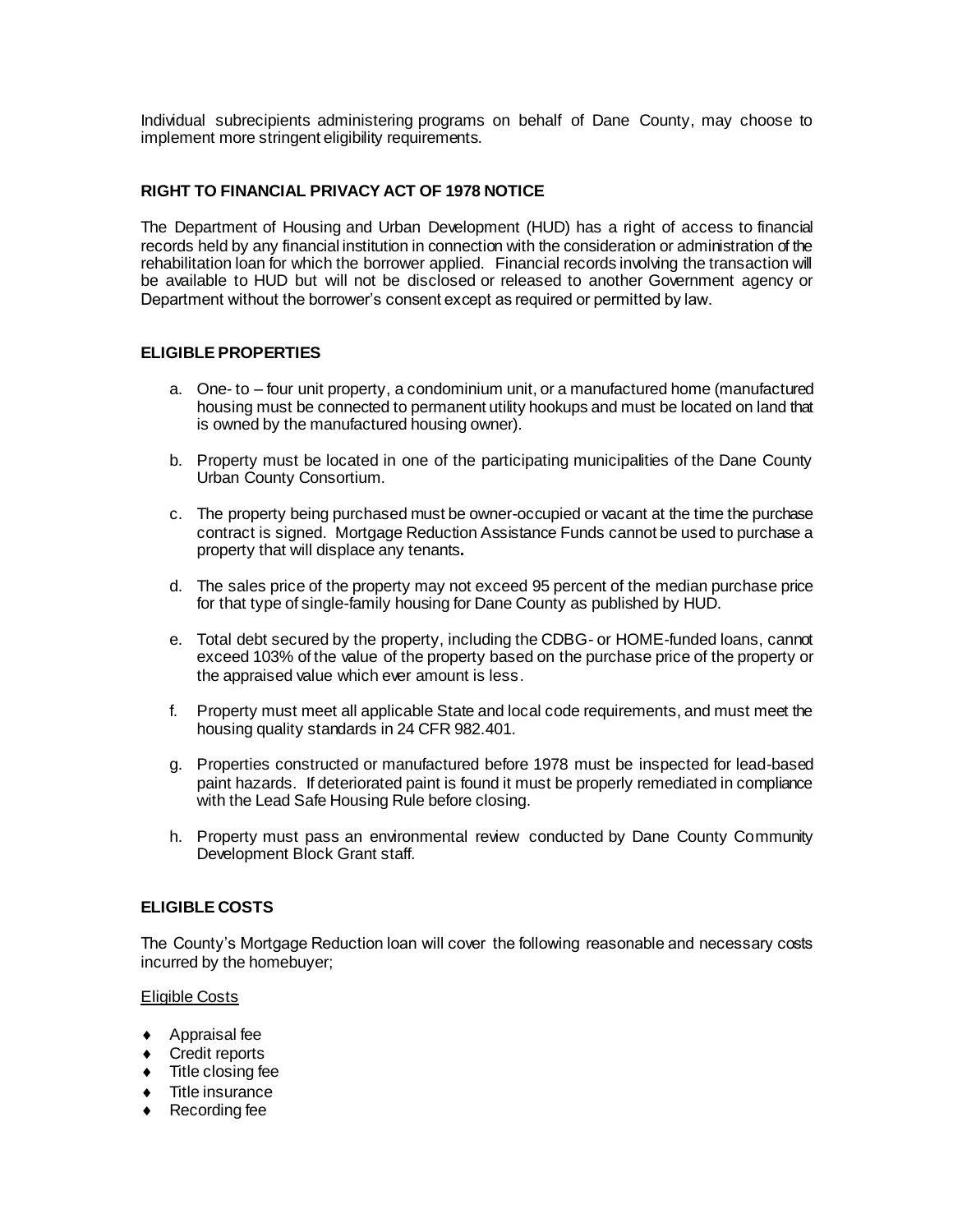Individual subrecipients administering programs on behalf of Dane County, may choose to implement more stringent eligibility requirements.

### RIGHT TO FINANCIAL PRIVACY ACT OF 1978 NOTICE

The Department of Housing and Urban Development (HUD) has a right of access to financial records held by any financial institution in connection with the consideration or administration of the rehabilitation loan for which the borrower applied. Financial records involving the transaction will be available to HUD but will not be disclosed or released to another Government agency or Department without the borrower's consent except as required or permitted by law.

### ELIGIBLE PROPERTIES

a. One- to – four unit property, a condominium unit, or a manufactured home (manufactured housing must be connected to permanent utility hookups and must be located on land that is owned by the manufactured housing owner).

b. Property must be located in one of the participating municipalities of the Dane County Urban County Consortium.

c. The property being purchased must be owner-occupied or vacant at the time the purchase contract is signed. Mortgage Reduction Assistance Funds cannot be used to purchase a property that will displace any tenants**.**

d. The sales price of the property may not exceed 95 percent of the median purchase price for that type of single-family housing for Dane County as published by HUD.

e. Total debt secured by the property, including the CDBG- or HOME-funded loans, cannot exceed 103% of the value of the property based on the purchase price of the property or the appraised value which ever amount is less.

f. Property must meet all applicable State and local code requirements, and must meet the housing quality standards in 24 CFR 982.401.

g. Properties constructed or manufactured before 1978 must be inspected for lead-based paint hazards. If deteriorated paint is found it must be properly remediated in compliance with the Lead Safe Housing Rule before closing.

h. Property must pass an environmental review conducted by Dane County Community Development Block Grant staff.

### ELIGIBLE COSTS

The County's Mortgage Reduction loan will cover the following reasonable and necessary costs incurred by the homebuyer;

Eligible Costs

- Appraisal fee
- Credit reports
- Title closing fee
- Title insurance
- Recording fee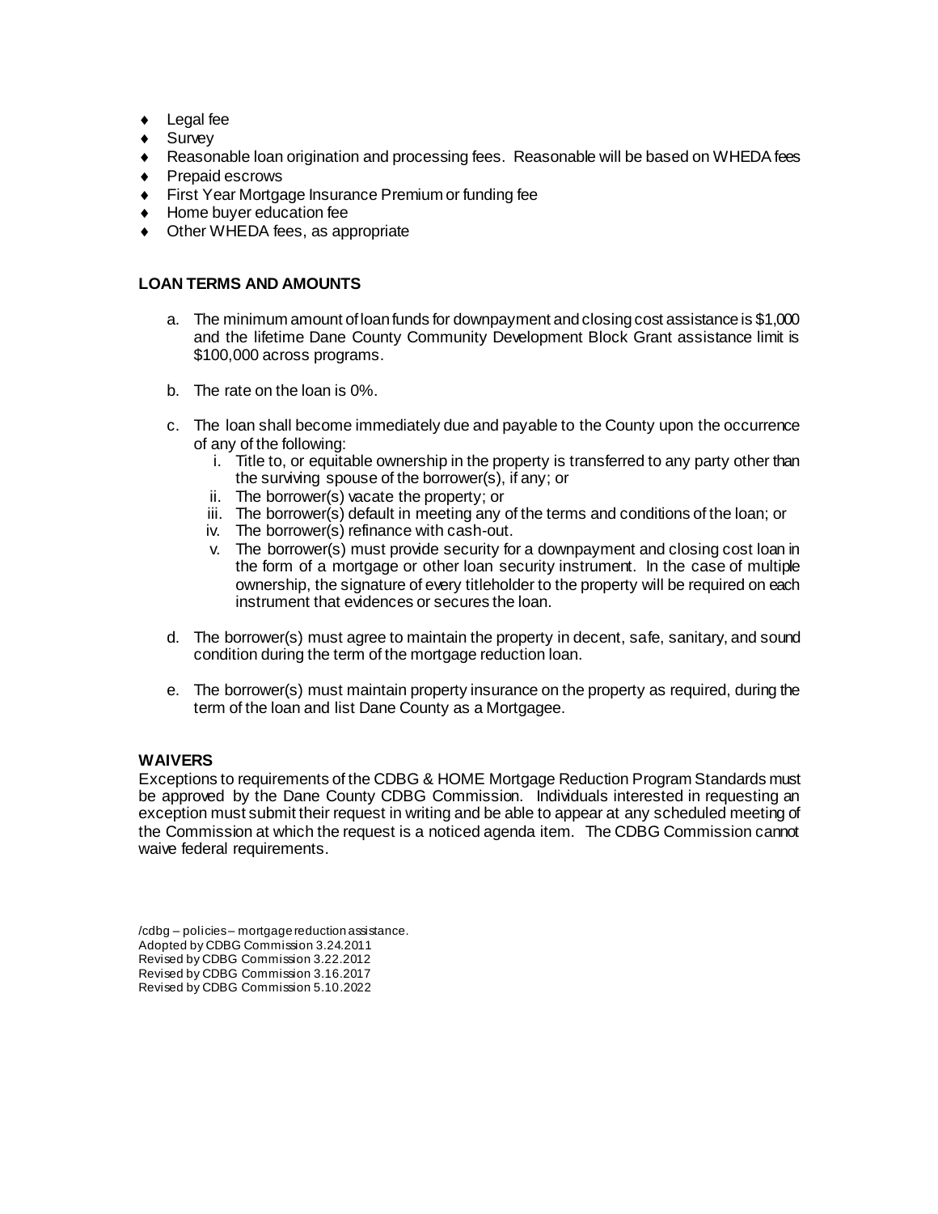- Legal fee
- Survey
- Reasonable loan origination and processing fees. Reasonable will be based on WHEDA fees
- Prepaid escrows
- First Year Mortgage Insurance Premium or funding fee
- Home buyer education fee
- Other WHEDA fees, as appropriate

### LOAN TERMS AND AMOUNTS

a. The minimum amount of loan funds for downpayment and closing cost assistance is $1,000 and the lifetime Dane County Community Development Block Grant assistance limit is $100,000 across programs.

b. The rate on the loan is 0%.

c. The loan shall become immediately due and payable to the County upon the occurrence of any of the following:
   i. Title to, or equitable ownership in the property is transferred to any party other than the surviving spouse of the borrower(s), if any; or
   ii. The borrower(s) vacate the property; or
   iii. The borrower(s) default in meeting any of the terms and conditions of the loan; or
   iv. The borrower(s) refinance with cash-out.
   v. The borrower(s) must provide security for a downpayment and closing cost loan in the form of a mortgage or other loan security instrument. In the case of multiple ownership, the signature of every titleholder to the property will be required on each instrument that evidences or secures the loan.

d. The borrower(s) must agree to maintain the property in decent, safe, sanitary, and sound condition during the term of the mortgage reduction loan.

e. The borrower(s) must maintain property insurance on the property as required, during the term of the loan and list Dane County as a Mortgagee.

### WAIVERS

Exceptions to requirements of the CDBG & HOME Mortgage Reduction Program Standards must be approved by the Dane County CDBG Commission. Individuals interested in requesting an exception must submit their request in writing and be able to appear at any scheduled meeting of the Commission at which the request is a noticed agenda item. The CDBG Commission cannot waive federal requirements.

/cdbg – policies – mortgage reduction assistance.
Adopted by CDBG Commission 3.24.2011
Revised by CDBG Commission 3.22.2012
Revised by CDBG Commission 3.16.2017
Revised by CDBG Commission 5.10.2022